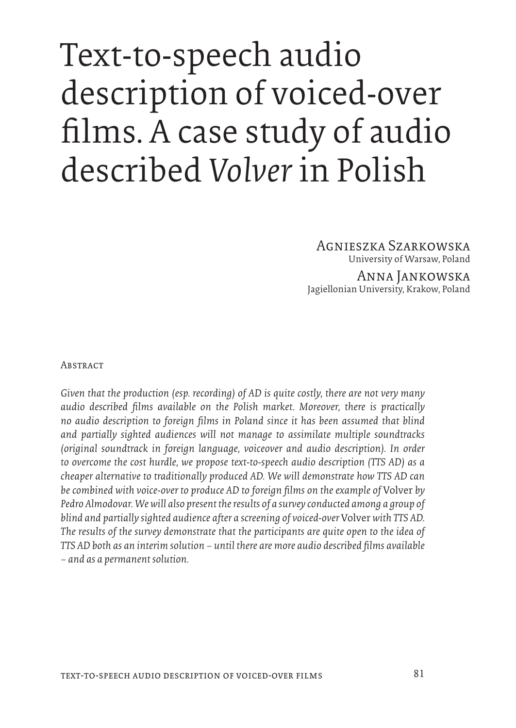# Text-to-speech audio description of voiced-over films. A case study of audio described *Volver* in Polish

Agnieszka Szarkowska
University of Warsaw, Poland

Anna Jankowska
Jagiellonian University, Krakow, Poland

Abstract

*Given that the production (esp. recording) of AD is quite costly, there are not very many audio described films available on the Polish market. Moreover, there is practically no audio description to foreign films in Poland since it has been assumed that blind and partially sighted audiences will not manage to assimilate multiple soundtracks (original soundtrack in foreign language, voiceover and audio description). In order to overcome the cost hurdle, we propose text-to-speech audio description (TTS AD) as a cheaper alternative to traditionally produced AD. We will demonstrate how TTS AD can be combined with voice-over to produce AD to foreign films on the example of* Volver *by Pedro Almodovar. We will also present the results of a survey conducted among a group of blind and partially sighted audience after a screening of voiced-over* Volver *with TTS AD. The results of the survey demonstrate that the participants are quite open to the idea of TTS AD both as an interim solution – until there are more audio described films available – and as a permanent solution.*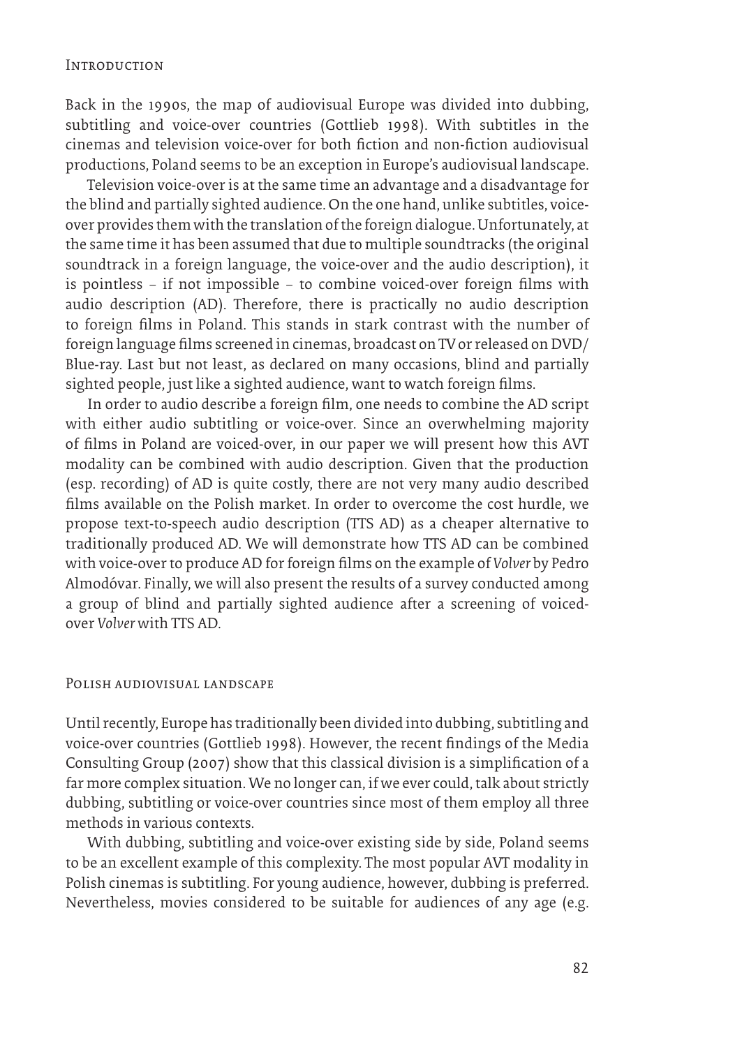## Introduction

Back in the 1990s, the map of audiovisual Europe was divided into dubbing, subtitling and voice-over countries (Gottlieb 1998). With subtitles in the cinemas and television voice-over for both fiction and non-fiction audiovisual productions, Poland seems to be an exception in Europe's audiovisual landscape.

Television voice-over is at the same time an advantage and a disadvantage for the blind and partially sighted audience. On the one hand, unlike subtitles, voice-over provides them with the translation of the foreign dialogue. Unfortunately, at the same time it has been assumed that due to multiple soundtracks (the original soundtrack in a foreign language, the voice-over and the audio description), it is pointless – if not impossible – to combine voiced-over foreign films with audio description (AD). Therefore, there is practically no audio description to foreign films in Poland. This stands in stark contrast with the number of foreign language films screened in cinemas, broadcast on TV or released on DVD/Blue-ray. Last but not least, as declared on many occasions, blind and partially sighted people, just like a sighted audience, want to watch foreign films.

In order to audio describe a foreign film, one needs to combine the AD script with either audio subtitling or voice-over. Since an overwhelming majority of films in Poland are voiced-over, in our paper we will present how this AVT modality can be combined with audio description. Given that the production (esp. recording) of AD is quite costly, there are not very many audio described films available on the Polish market. In order to overcome the cost hurdle, we propose text-to-speech audio description (TTS AD) as a cheaper alternative to traditionally produced AD. We will demonstrate how TTS AD can be combined with voice-over to produce AD for foreign films on the example of *Volver* by Pedro Almodóvar. Finally, we will also present the results of a survey conducted among a group of blind and partially sighted audience after a screening of voiced-over *Volver* with TTS AD.

## Polish audiovisual landscape

Until recently, Europe has traditionally been divided into dubbing, subtitling and voice-over countries (Gottlieb 1998). However, the recent findings of the Media Consulting Group (2007) show that this classical division is a simplification of a far more complex situation. We no longer can, if we ever could, talk about strictly dubbing, subtitling or voice-over countries since most of them employ all three methods in various contexts.

With dubbing, subtitling and voice-over existing side by side, Poland seems to be an excellent example of this complexity. The most popular AVT modality in Polish cinemas is subtitling. For young audience, however, dubbing is preferred. Nevertheless, movies considered to be suitable for audiences of any age (e.g.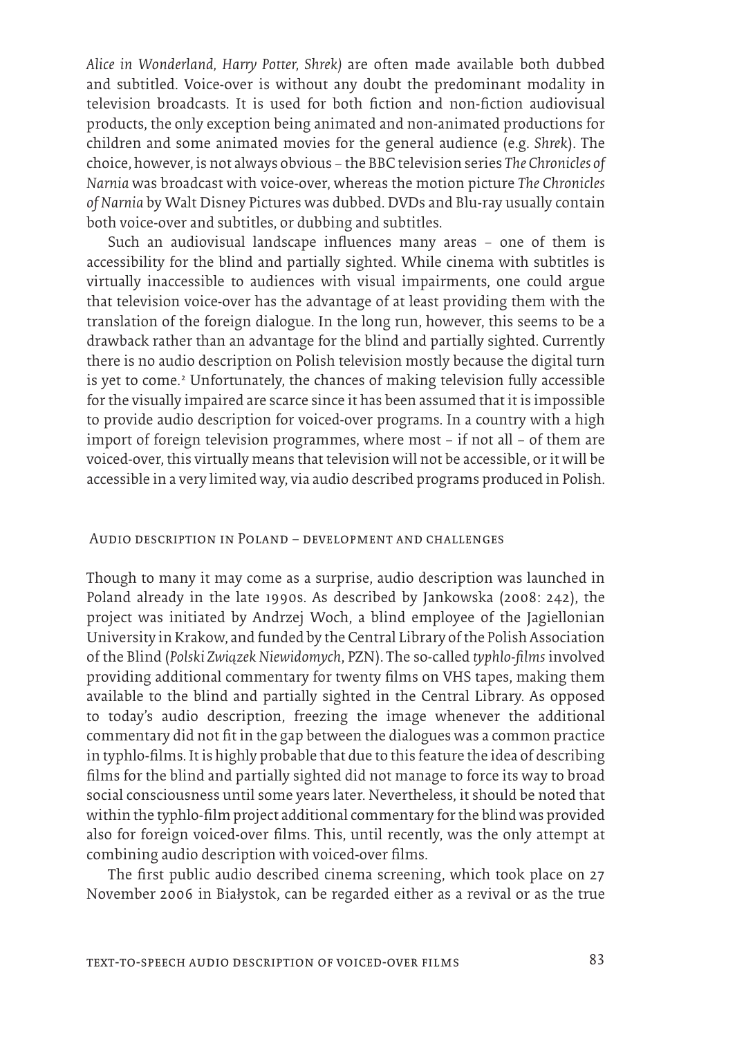*Alice in Wonderland, Harry Potter, Shrek)* are often made available both dubbed and subtitled. Voice-over is without any doubt the predominant modality in television broadcasts. It is used for both fiction and non-fiction audiovisual products, the only exception being animated and non-animated productions for children and some animated movies for the general audience (e.g. *Shrek*). The choice, however, is not always obvious – the BBC television series *The Chronicles of Narnia* was broadcast with voice-over, whereas the motion picture *The Chronicles of Narnia* by Walt Disney Pictures was dubbed. DVDs and Blu-ray usually contain both voice-over and subtitles, or dubbing and subtitles.

Such an audiovisual landscape influences many areas – one of them is accessibility for the blind and partially sighted. While cinema with subtitles is virtually inaccessible to audiences with visual impairments, one could argue that television voice-over has the advantage of at least providing them with the translation of the foreign dialogue. In the long run, however, this seems to be a drawback rather than an advantage for the blind and partially sighted. Currently there is no audio description on Polish television mostly because the digital turn is yet to come.[2] Unfortunately, the chances of making television fully accessible for the visually impaired are scarce since it has been assumed that it is impossible to provide audio description for voiced-over programs. In a country with a high import of foreign television programmes, where most – if not all – of them are voiced-over, this virtually means that television will not be accessible, or it will be accessible in a very limited way, via audio described programs produced in Polish.

## Audio description in Poland – development and challenges

Though to many it may come as a surprise, audio description was launched in Poland already in the late 1990s. As described by Jankowska (2008: 242), the project was initiated by Andrzej Woch, a blind employee of the Jagiellonian University in Krakow, and funded by the Central Library of the Polish Association of the Blind (*Polski Związek Niewidomych*, PZN). The so-called *typhlo-films* involved providing additional commentary for twenty films on VHS tapes, making them available to the blind and partially sighted in the Central Library. As opposed to today's audio description, freezing the image whenever the additional commentary did not fit in the gap between the dialogues was a common practice in typhlo-films. It is highly probable that due to this feature the idea of describing films for the blind and partially sighted did not manage to force its way to broad social consciousness until some years later. Nevertheless, it should be noted that within the typhlo-film project additional commentary for the blind was provided also for foreign voiced-over films. This, until recently, was the only attempt at combining audio description with voiced-over films.

The first public audio described cinema screening, which took place on 27 November 2006 in Białystok, can be regarded either as a revival or as the true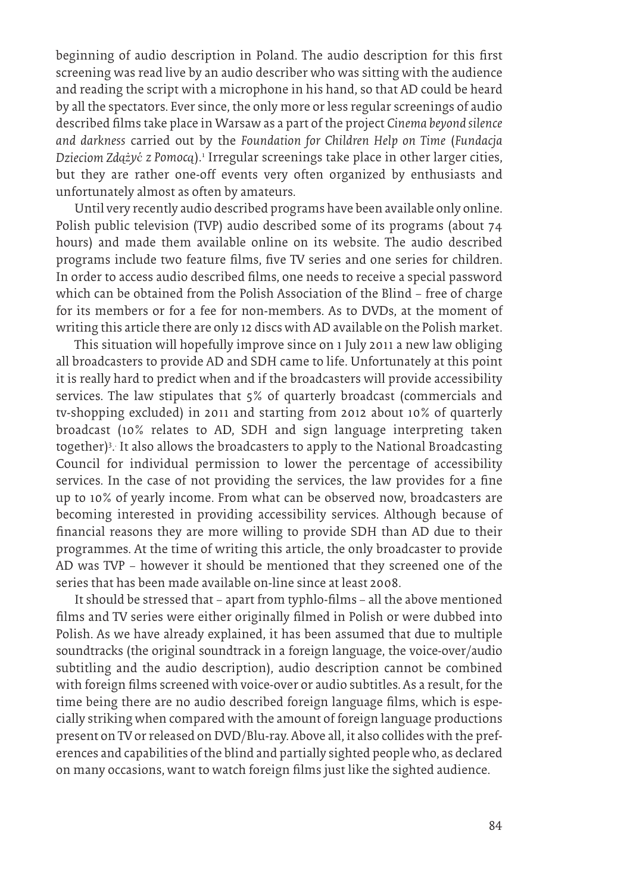beginning of audio description in Poland. The audio description for this first screening was read live by an audio describer who was sitting with the audience and reading the script with a microphone in his hand, so that AD could be heard by all the spectators. Ever since, the only more or less regular screenings of audio described films take place in Warsaw as a part of the project *Cinema beyond silence and darkness* carried out by the *Foundation for Children Help on Time* (*Fundacja Dzieciom Zdążyć z Pomocą*).[1] Irregular screenings take place in other larger cities, but they are rather one-off events very often organized by enthusiasts and unfortunately almost as often by amateurs.

Until very recently audio described programs have been available only online. Polish public television (TVP) audio described some of its programs (about 74 hours) and made them available online on its website. The audio described programs include two feature films, five TV series and one series for children. In order to access audio described films, one needs to receive a special password which can be obtained from the Polish Association of the Blind – free of charge for its members or for a fee for non-members. As to DVDs, at the moment of writing this article there are only 12 discs with AD available on the Polish market.

This situation will hopefully improve since on 1 July 2011 a new law obliging all broadcasters to provide AD and SDH came to life. Unfortunately at this point it is really hard to predict when and if the broadcasters will provide accessibility services. The law stipulates that 5% of quarterly broadcast (commercials and tv-shopping excluded) in 2011 and starting from 2012 about 10% of quarterly broadcast (10% relates to AD, SDH and sign language interpreting taken together)[3]. It also allows the broadcasters to apply to the National Broadcasting Council for individual permission to lower the percentage of accessibility services. In the case of not providing the services, the law provides for a fine up to 10% of yearly income. From what can be observed now, broadcasters are becoming interested in providing accessibility services. Although because of financial reasons they are more willing to provide SDH than AD due to their programmes. At the time of writing this article, the only broadcaster to provide AD was TVP – however it should be mentioned that they screened one of the series that has been made available on-line since at least 2008.

It should be stressed that – apart from typhlo-films – all the above mentioned films and TV series were either originally filmed in Polish or were dubbed into Polish. As we have already explained, it has been assumed that due to multiple soundtracks (the original soundtrack in a foreign language, the voice-over/audio subtitling and the audio description), audio description cannot be combined with foreign films screened with voice-over or audio subtitles. As a result, for the time being there are no audio described foreign language films, which is especially striking when compared with the amount of foreign language productions present on TV or released on DVD/Blu-ray. Above all, it also collides with the preferences and capabilities of the blind and partially sighted people who, as declared on many occasions, want to watch foreign films just like the sighted audience.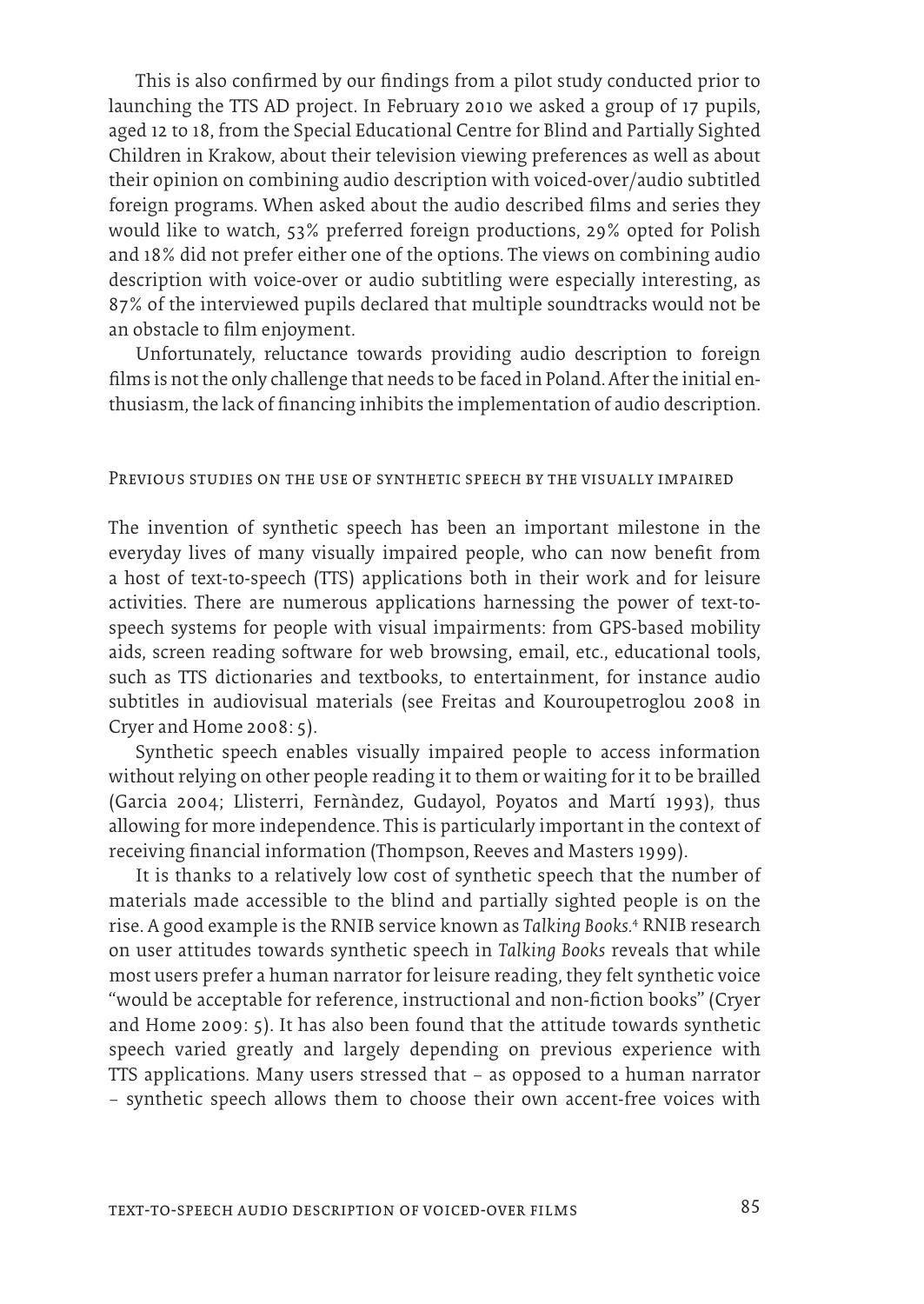This is also confirmed by our findings from a pilot study conducted prior to launching the TTS AD project. In February 2010 we asked a group of 17 pupils, aged 12 to 18, from the Special Educational Centre for Blind and Partially Sighted Children in Krakow, about their television viewing preferences as well as about their opinion on combining audio description with voiced-over/audio subtitled foreign programs. When asked about the audio described films and series they would like to watch, 53% preferred foreign productions, 29% opted for Polish and 18% did not prefer either one of the options. The views on combining audio description with voice-over or audio subtitling were especially interesting, as 87% of the interviewed pupils declared that multiple soundtracks would not be an obstacle to film enjoyment.

Unfortunately, reluctance towards providing audio description to foreign films is not the only challenge that needs to be faced in Poland. After the initial enthusiasm, the lack of financing inhibits the implementation of audio description.

## Previous studies on the use of synthetic speech by the visually impaired

The invention of synthetic speech has been an important milestone in the everyday lives of many visually impaired people, who can now benefit from a host of text-to-speech (TTS) applications both in their work and for leisure activities. There are numerous applications harnessing the power of text-to-speech systems for people with visual impairments: from GPS-based mobility aids, screen reading software for web browsing, email, etc., educational tools, such as TTS dictionaries and textbooks, to entertainment, for instance audio subtitles in audiovisual materials (see Freitas and Kouroupetroglou 2008 in Cryer and Home 2008: 5).

Synthetic speech enables visually impaired people to access information without relying on other people reading it to them or waiting for it to be brailled (Garcia 2004; Llisterri, Fernàndez, Gudayol, Poyatos and Martí 1993), thus allowing for more independence. This is particularly important in the context of receiving financial information (Thompson, Reeves and Masters 1999).

It is thanks to a relatively low cost of synthetic speech that the number of materials made accessible to the blind and partially sighted people is on the rise. A good example is the RNIB service known as *Talking Books.*[4] RNIB research on user attitudes towards synthetic speech in *Talking Books* reveals that while most users prefer a human narrator for leisure reading, they felt synthetic voice "would be acceptable for reference, instructional and non-fiction books" (Cryer and Home 2009: 5). It has also been found that the attitude towards synthetic speech varied greatly and largely depending on previous experience with TTS applications. Many users stressed that – as opposed to a human narrator – synthetic speech allows them to choose their own accent-free voices with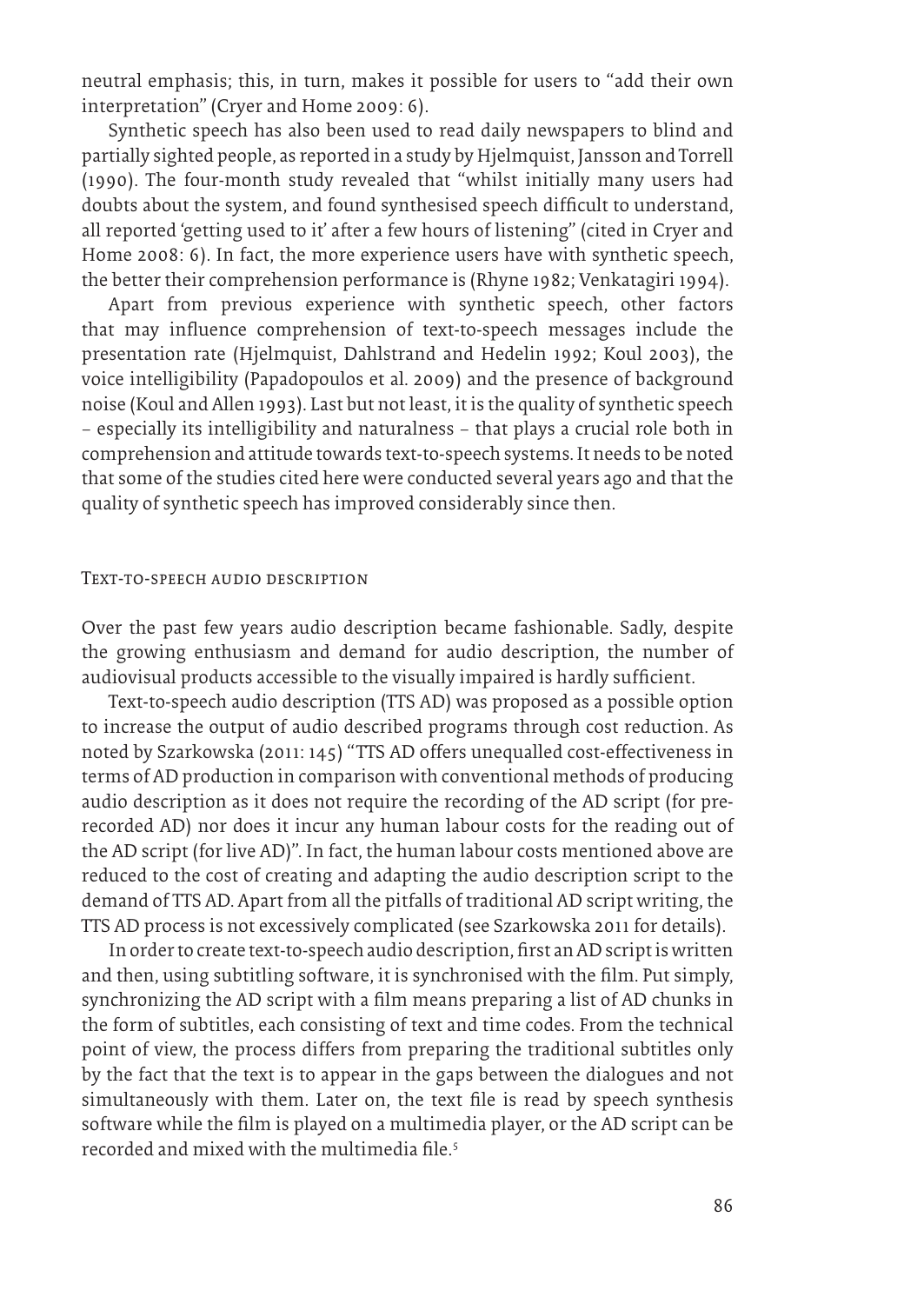neutral emphasis; this, in turn, makes it possible for users to "add their own interpretation" (Cryer and Home 2009: 6).

Synthetic speech has also been used to read daily newspapers to blind and partially sighted people, as reported in a study by Hjelmquist, Jansson and Torrell (1990). The four-month study revealed that "whilst initially many users had doubts about the system, and found synthesised speech difficult to understand, all reported 'getting used to it' after a few hours of listening" (cited in Cryer and Home 2008: 6). In fact, the more experience users have with synthetic speech, the better their comprehension performance is (Rhyne 1982; Venkatagiri 1994).

Apart from previous experience with synthetic speech, other factors that may influence comprehension of text-to-speech messages include the presentation rate (Hjelmquist, Dahlstrand and Hedelin 1992; Koul 2003), the voice intelligibility (Papadopoulos et al. 2009) and the presence of background noise (Koul and Allen 1993). Last but not least, it is the quality of synthetic speech – especially its intelligibility and naturalness – that plays a crucial role both in comprehension and attitude towards text-to-speech systems. It needs to be noted that some of the studies cited here were conducted several years ago and that the quality of synthetic speech has improved considerably since then.

## Text-to-speech audio description

Over the past few years audio description became fashionable. Sadly, despite the growing enthusiasm and demand for audio description, the number of audiovisual products accessible to the visually impaired is hardly sufficient.

Text-to-speech audio description (TTS AD) was proposed as a possible option to increase the output of audio described programs through cost reduction. As noted by Szarkowska (2011: 145) "TTS AD offers unequalled cost-effectiveness in terms of AD production in comparison with conventional methods of producing audio description as it does not require the recording of the AD script (for pre-recorded AD) nor does it incur any human labour costs for the reading out of the AD script (for live AD)". In fact, the human labour costs mentioned above are reduced to the cost of creating and adapting the audio description script to the demand of TTS AD. Apart from all the pitfalls of traditional AD script writing, the TTS AD process is not excessively complicated (see Szarkowska 2011 for details).

In order to create text-to-speech audio description, first an AD script is written and then, using subtitling software, it is synchronised with the film. Put simply, synchronizing the AD script with a film means preparing a list of AD chunks in the form of subtitles, each consisting of text and time codes. From the technical point of view, the process differs from preparing the traditional subtitles only by the fact that the text is to appear in the gaps between the dialogues and not simultaneously with them. Later on, the text file is read by speech synthesis software while the film is played on a multimedia player, or the AD script can be recorded and mixed with the multimedia file.[5]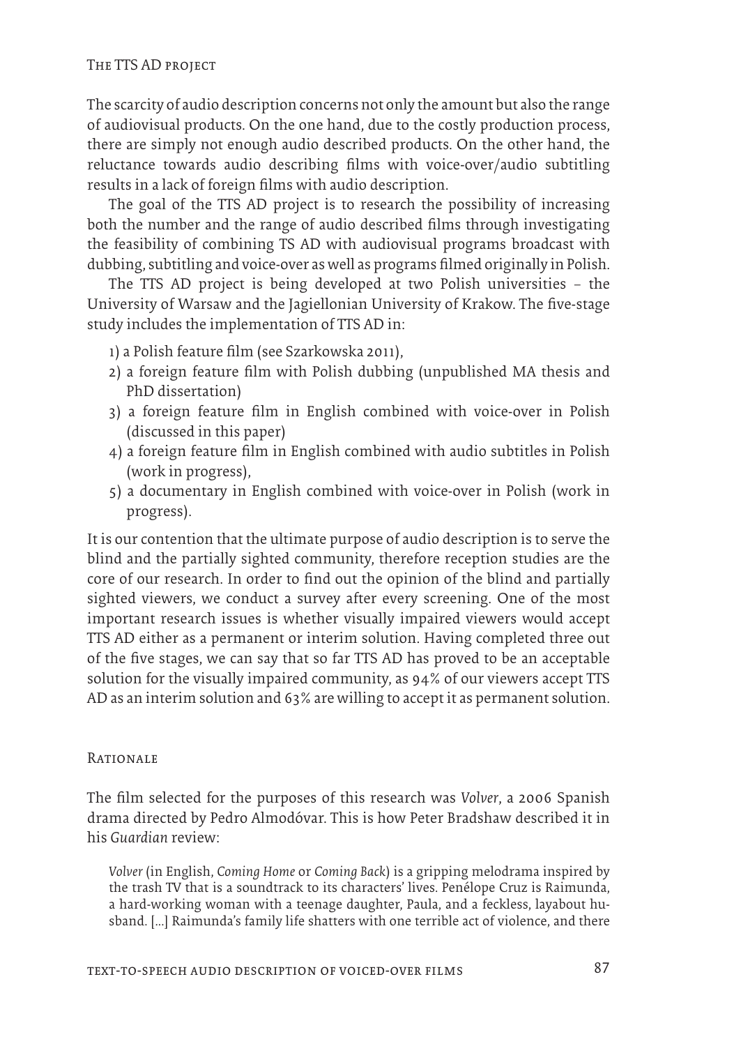The scarcity of audio description concerns not only the amount but also the range of audiovisual products. On the one hand, due to the costly production process, there are simply not enough audio described products. On the other hand, the reluctance towards audio describing films with voice-over/audio subtitling results in a lack of foreign films with audio description.

The goal of the TTS AD project is to research the possibility of increasing both the number and the range of audio described films through investigating the feasibility of combining TS AD with audiovisual programs broadcast with dubbing, subtitling and voice-over as well as programs filmed originally in Polish.

The TTS AD project is being developed at two Polish universities – the University of Warsaw and the Jagiellonian University of Krakow. The five-stage study includes the implementation of TTS AD in:

1) a Polish feature film (see Szarkowska 2011),
2) a foreign feature film with Polish dubbing (unpublished MA thesis and PhD dissertation)
3) a foreign feature film in English combined with voice-over in Polish (discussed in this paper)
4) a foreign feature film in English combined with audio subtitles in Polish (work in progress),
5) a documentary in English combined with voice-over in Polish (work in progress).

It is our contention that the ultimate purpose of audio description is to serve the blind and the partially sighted community, therefore reception studies are the core of our research. In order to find out the opinion of the blind and partially sighted viewers, we conduct a survey after every screening. One of the most important research issues is whether visually impaired viewers would accept TTS AD either as a permanent or interim solution. Having completed three out of the five stages, we can say that so far TTS AD has proved to be an acceptable solution for the visually impaired community, as 94% of our viewers accept TTS AD as an interim solution and 63% are willing to accept it as permanent solution.

## Rationale

The film selected for the purposes of this research was *Volver*, a 2006 Spanish drama directed by Pedro Almodóvar. This is how Peter Bradshaw described it in his *Guardian* review:

> *Volver* (in English, *Coming Home* or *Coming Back*) is a gripping melodrama inspired by the trash TV that is a soundtrack to its characters' lives. Penélope Cruz is Raimunda, a hard-working woman with a teenage daughter, Paula, and a feckless, layabout husband. […] Raimunda's family life shatters with one terrible act of violence, and there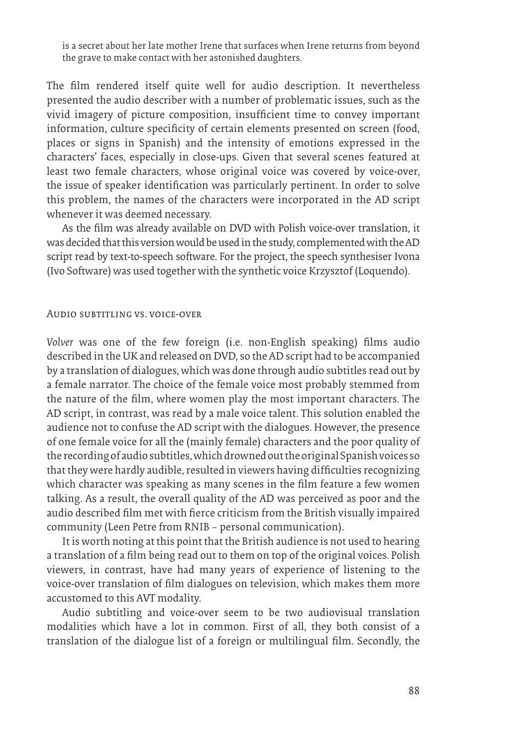is a secret about her late mother Irene that surfaces when Irene returns from beyond the grave to make contact with her astonished daughters.

The film rendered itself quite well for audio description. It nevertheless presented the audio describer with a number of problematic issues, such as the vivid imagery of picture composition, insufficient time to convey important information, culture specificity of certain elements presented on screen (food, places or signs in Spanish) and the intensity of emotions expressed in the characters' faces, especially in close-ups. Given that several scenes featured at least two female characters, whose original voice was covered by voice-over, the issue of speaker identification was particularly pertinent. In order to solve this problem, the names of the characters were incorporated in the AD script whenever it was deemed necessary.

As the film was already available on DVD with Polish voice-over translation, it was decided that this version would be used in the study, complemented with the AD script read by text-to-speech software. For the project, the speech synthesiser Ivona (Ivo Software) was used together with the synthetic voice Krzysztof (Loquendo).

## Audio subtitling vs. voice-over

*Volver* was one of the few foreign (i.e. non-English speaking) films audio described in the UK and released on DVD, so the AD script had to be accompanied by a translation of dialogues, which was done through audio subtitles read out by a female narrator. The choice of the female voice most probably stemmed from the nature of the film, where women play the most important characters. The AD script, in contrast, was read by a male voice talent. This solution enabled the audience not to confuse the AD script with the dialogues. However, the presence of one female voice for all the (mainly female) characters and the poor quality of the recording of audio subtitles, which drowned out the original Spanish voices so that they were hardly audible, resulted in viewers having difficulties recognizing which character was speaking as many scenes in the film feature a few women talking. As a result, the overall quality of the AD was perceived as poor and the audio described film met with fierce criticism from the British visually impaired community (Leen Petre from RNIB – personal communication).

It is worth noting at this point that the British audience is not used to hearing a translation of a film being read out to them on top of the original voices. Polish viewers, in contrast, have had many years of experience of listening to the voice-over translation of film dialogues on television, which makes them more accustomed to this AVT modality.

Audio subtitling and voice-over seem to be two audiovisual translation modalities which have a lot in common. First of all, they both consist of a translation of the dialogue list of a foreign or multilingual film. Secondly, the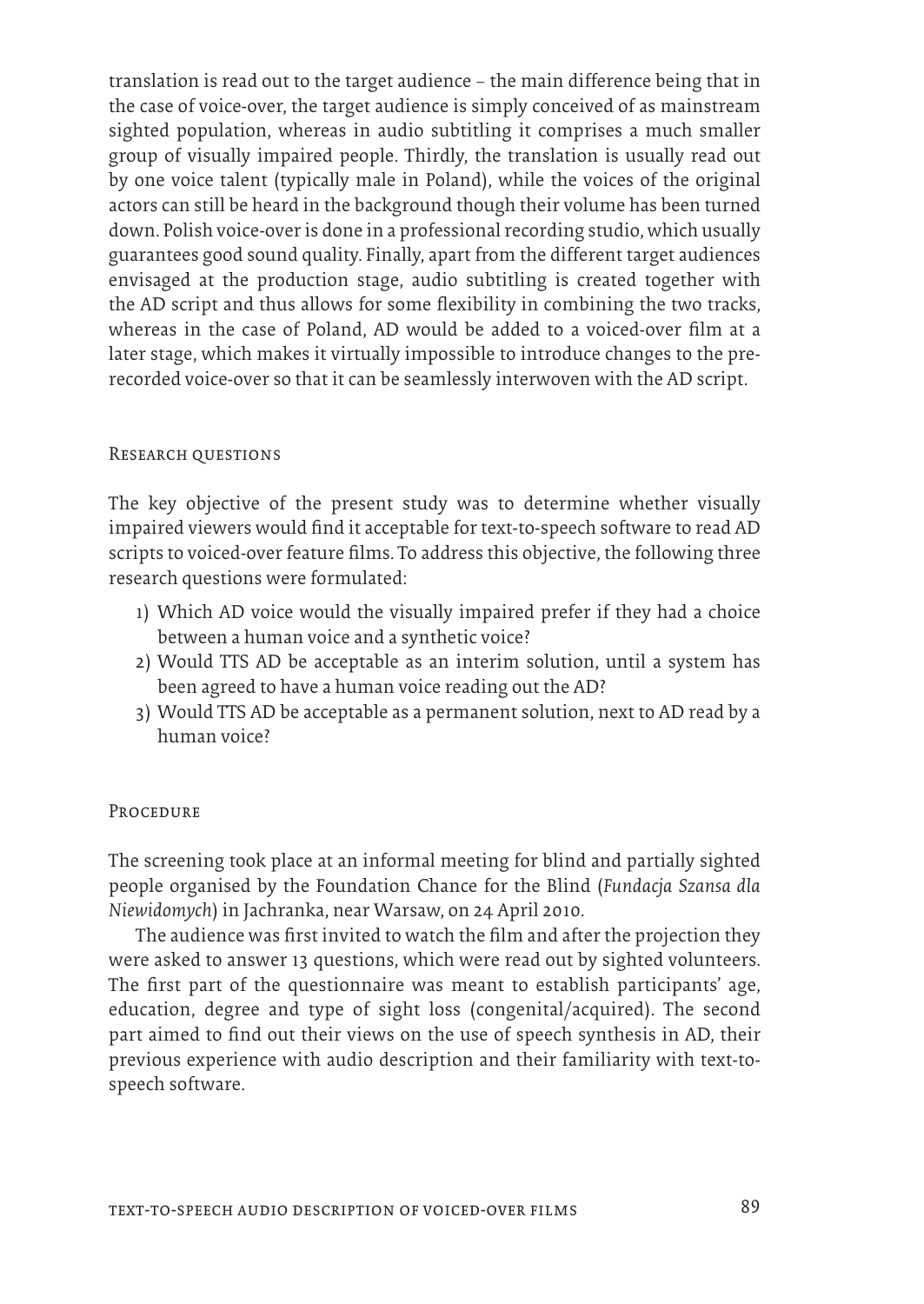translation is read out to the target audience – the main difference being that in the case of voice-over, the target audience is simply conceived of as mainstream sighted population, whereas in audio subtitling it comprises a much smaller group of visually impaired people. Thirdly, the translation is usually read out by one voice talent (typically male in Poland), while the voices of the original actors can still be heard in the background though their volume has been turned down. Polish voice-over is done in a professional recording studio, which usually guarantees good sound quality. Finally, apart from the different target audiences envisaged at the production stage, audio subtitling is created together with the AD script and thus allows for some flexibility in combining the two tracks, whereas in the case of Poland, AD would be added to a voiced-over film at a later stage, which makes it virtually impossible to introduce changes to the pre-recorded voice-over so that it can be seamlessly interwoven with the AD script.

## Research questions

The key objective of the present study was to determine whether visually impaired viewers would find it acceptable for text-to-speech software to read AD scripts to voiced-over feature films. To address this objective, the following three research questions were formulated:

1) Which AD voice would the visually impaired prefer if they had a choice between a human voice and a synthetic voice?
2) Would TTS AD be acceptable as an interim solution, until a system has been agreed to have a human voice reading out the AD?
3) Would TTS AD be acceptable as a permanent solution, next to AD read by a human voice?

## Procedure

The screening took place at an informal meeting for blind and partially sighted people organised by the Foundation Chance for the Blind (*Fundacja Szansa dla Niewidomych*) in Jachranka, near Warsaw, on 24 April 2010.

The audience was first invited to watch the film and after the projection they were asked to answer 13 questions, which were read out by sighted volunteers. The first part of the questionnaire was meant to establish participants' age, education, degree and type of sight loss (congenital/acquired). The second part aimed to find out their views on the use of speech synthesis in AD, their previous experience with audio description and their familiarity with text-to-speech software.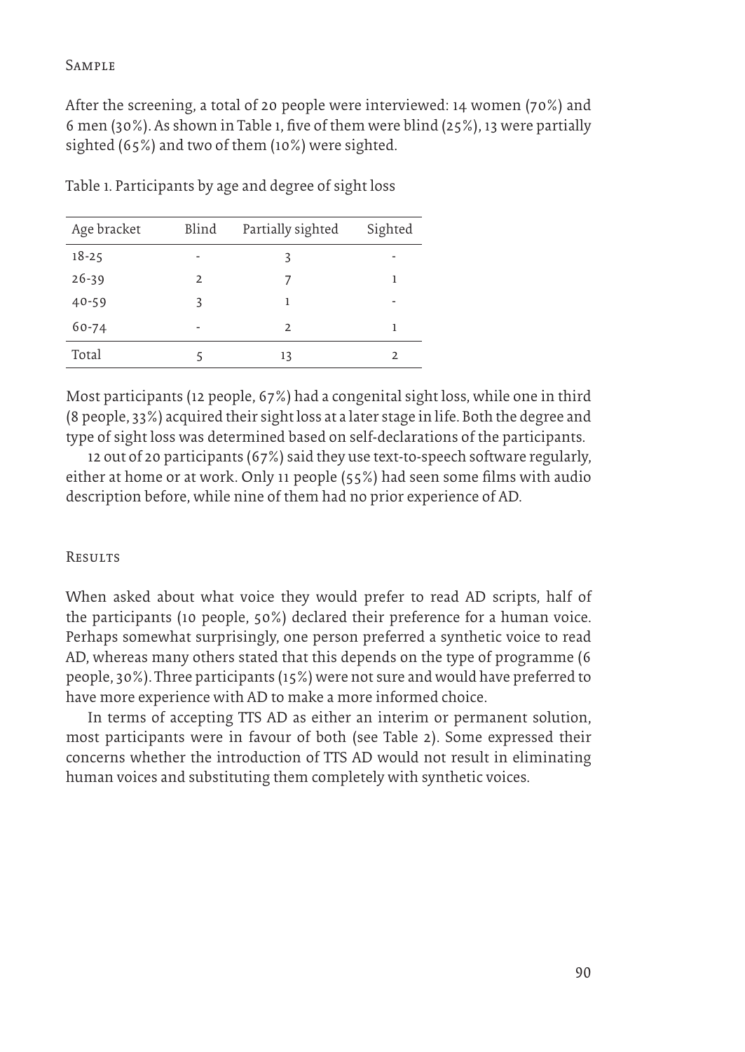### Sample

After the screening, a total of 20 people were interviewed: 14 women (70%) and 6 men (30%). As shown in Table 1, five of them were blind (25%), 13 were partially sighted (65%) and two of them (10%) were sighted.

Table 1. Participants by age and degree of sight loss

| Age bracket | Blind | Partially sighted | Sighted |
|---|---|---|---|
| 18-25 | - | 3 | - |
| 26-39 | 2 | 7 | 1 |
| 40-59 | 3 | 1 | - |
| 60-74 | - | 2 | 1 |
| Total | 5 | 13 | 2 |

Most participants (12 people, 67%) had a congenital sight loss, while one in third (8 people, 33%) acquired their sight loss at a later stage in life. Both the degree and type of sight loss was determined based on self-declarations of the participants.

12 out of 20 participants (67%) said they use text-to-speech software regularly, either at home or at work. Only 11 people (55%) had seen some films with audio description before, while nine of them had no prior experience of AD.

### Results

When asked about what voice they would prefer to read AD scripts, half of the participants (10 people, 50%) declared their preference for a human voice. Perhaps somewhat surprisingly, one person preferred a synthetic voice to read AD, whereas many others stated that this depends on the type of programme (6 people, 30%). Three participants (15%) were not sure and would have preferred to have more experience with AD to make a more informed choice.

In terms of accepting TTS AD as either an interim or permanent solution, most participants were in favour of both (see Table 2). Some expressed their concerns whether the introduction of TTS AD would not result in eliminating human voices and substituting them completely with synthetic voices.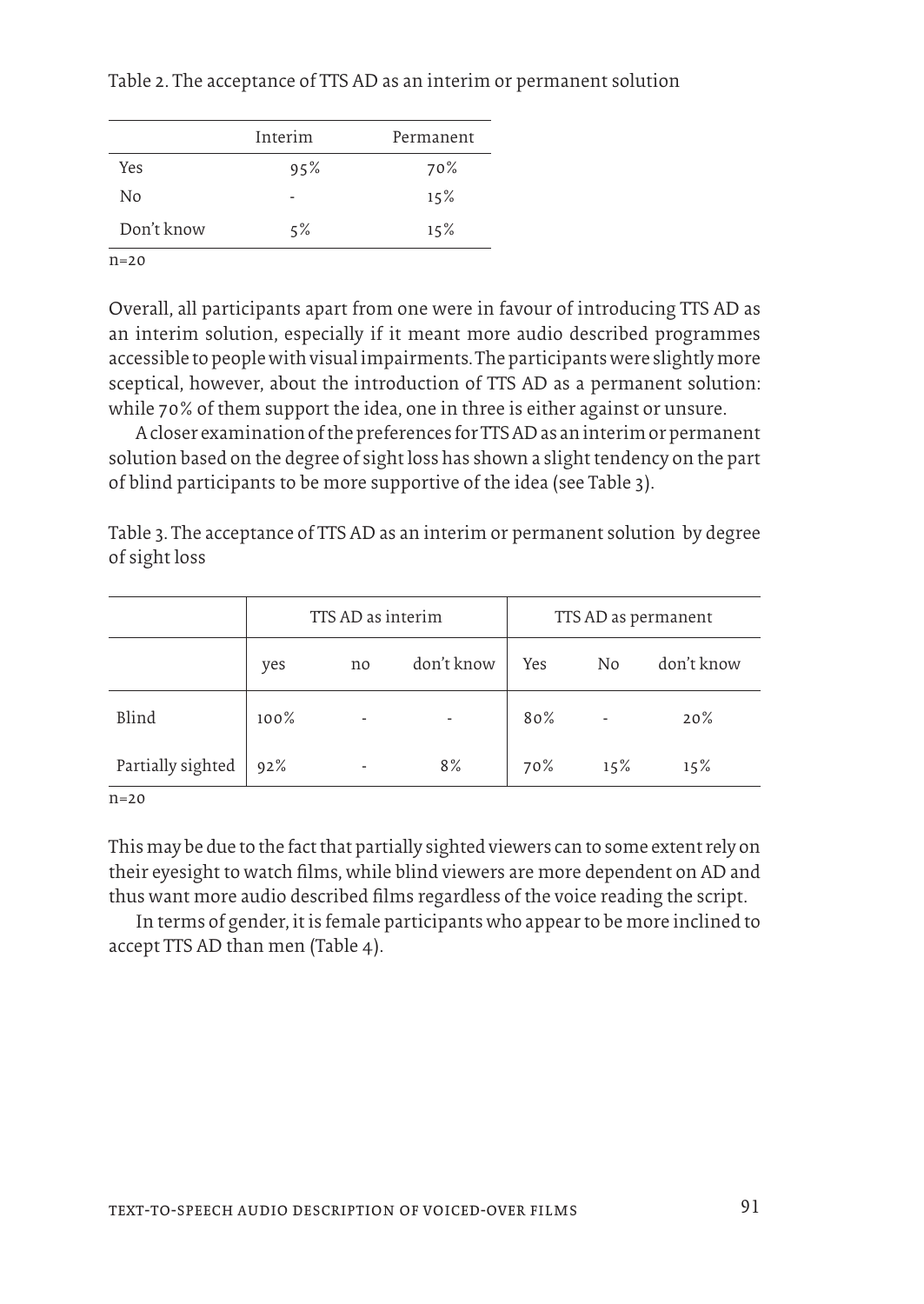Table 2. The acceptance of TTS AD as an interim or permanent solution

| | Interim | Permanent |
|---|---|---|
| Yes | 95% | 70% |
| No | - | 15% |
| Don't know | 5% | 15% |

n=20

Overall, all participants apart from one were in favour of introducing TTS AD as an interim solution, especially if it meant more audio described programmes accessible to people with visual impairments. The participants were slightly more sceptical, however, about the introduction of TTS AD as a permanent solution: while 70% of them support the idea, one in three is either against or unsure.

A closer examination of the preferences for TTS AD as an interim or permanent solution based on the degree of sight loss has shown a slight tendency on the part of blind participants to be more supportive of the idea (see Table 3).

Table 3. The acceptance of TTS AD as an interim or permanent solution by degree of sight loss

| | TTS AD as interim | | | TTS AD as permanent | | |
|---|---|---|---|---|---|---|
| | yes | no | don't know | Yes | No | don't know |
| Blind | 100% | - | - | 80% | - | 20% |
| Partially sighted | 92% | - | 8% | 70% | 15% | 15% |

n=20

This may be due to the fact that partially sighted viewers can to some extent rely on their eyesight to watch films, while blind viewers are more dependent on AD and thus want more audio described films regardless of the voice reading the script.

In terms of gender, it is female participants who appear to be more inclined to accept TTS AD than men (Table 4).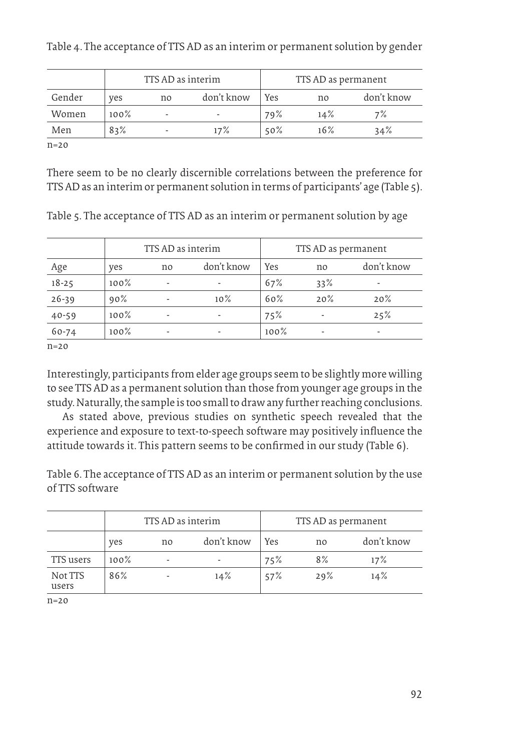Table 4. The acceptance of TTS AD as an interim or permanent solution by gender

| | TTS AD as interim | | | TTS AD as permanent | | |
|---|---|---|---|---|---|---|
| Gender | yes | no | don't know | Yes | no | don't know |
| Women | 100% | - | - | 79% | 14% | 7% |
| Men | 83% | - | 17% | 50% | 16% | 34% |

n=20

There seem to be no clearly discernible correlations between the preference for TTS AD as an interim or permanent solution in terms of participants' age (Table 5).

Table 5. The acceptance of TTS AD as an interim or permanent solution by age

| | TTS AD as interim | | | TTS AD as permanent | | |
|---|---|---|---|---|---|---|
| Age | yes | no | don't know | Yes | no | don't know |
| 18-25 | 100% | - | - | 67% | 33% | - |
| 26-39 | 90% | - | 10% | 60% | 20% | 20% |
| 40-59 | 100% | - | - | 75% | - | 25% |
| 60-74 | 100% | - | - | 100% | - | - |

n=20

Interestingly, participants from elder age groups seem to be slightly more willing to see TTS AD as a permanent solution than those from younger age groups in the study. Naturally, the sample is too small to draw any further reaching conclusions.

As stated above, previous studies on synthetic speech revealed that the experience and exposure to text-to-speech software may positively influence the attitude towards it. This pattern seems to be confirmed in our study (Table 6).

Table 6. The acceptance of TTS AD as an interim or permanent solution by the use of TTS software

| | TTS AD as interim | | | TTS AD as permanent | | |
|---|---|---|---|---|---|---|
| | yes | no | don't know | Yes | no | don't know |
| TTS users | 100% | - | - | 75% | 8% | 17% |
| Not TTS users | 86% | - | 14% | 57% | 29% | 14% |

n=20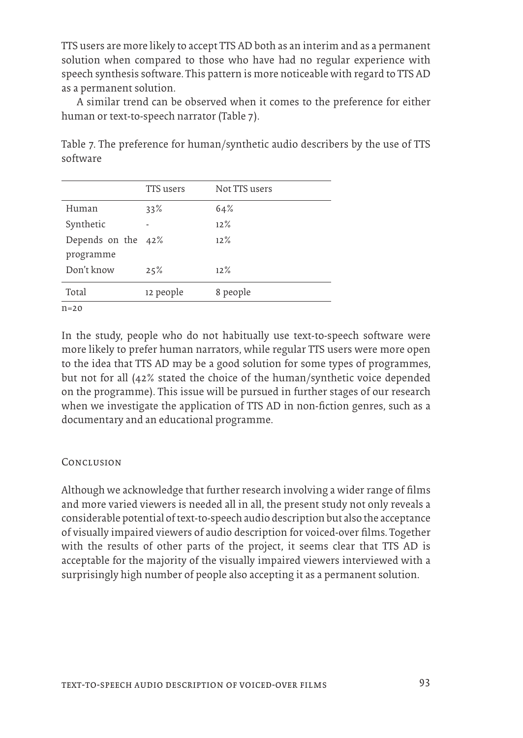TTS users are more likely to accept TTS AD both as an interim and as a permanent solution when compared to those who have had no regular experience with speech synthesis software. This pattern is more noticeable with regard to TTS AD as a permanent solution.

A similar trend can be observed when it comes to the preference for either human or text-to-speech narrator (Table 7).

Table 7. The preference for human/synthetic audio describers by the use of TTS software

| | TTS users | Not TTS users |
|---|---|---|
| Human | 33% | 64% |
| Synthetic | - | 12% |
| Depends on the programme | 42% | 12% |
| Don't know | 25% | 12% |
| Total | 12 people | 8 people |

n=20

In the study, people who do not habitually use text-to-speech software were more likely to prefer human narrators, while regular TTS users were more open to the idea that TTS AD may be a good solution for some types of programmes, but not for all (42% stated the choice of the human/synthetic voice depended on the programme). This issue will be pursued in further stages of our research when we investigate the application of TTS AD in non-fiction genres, such as a documentary and an educational programme.

## Conclusion

Although we acknowledge that further research involving a wider range of films and more varied viewers is needed all in all, the present study not only reveals a considerable potential of text-to-speech audio description but also the acceptance of visually impaired viewers of audio description for voiced-over films. Together with the results of other parts of the project, it seems clear that TTS AD is acceptable for the majority of the visually impaired viewers interviewed with a surprisingly high number of people also accepting it as a permanent solution.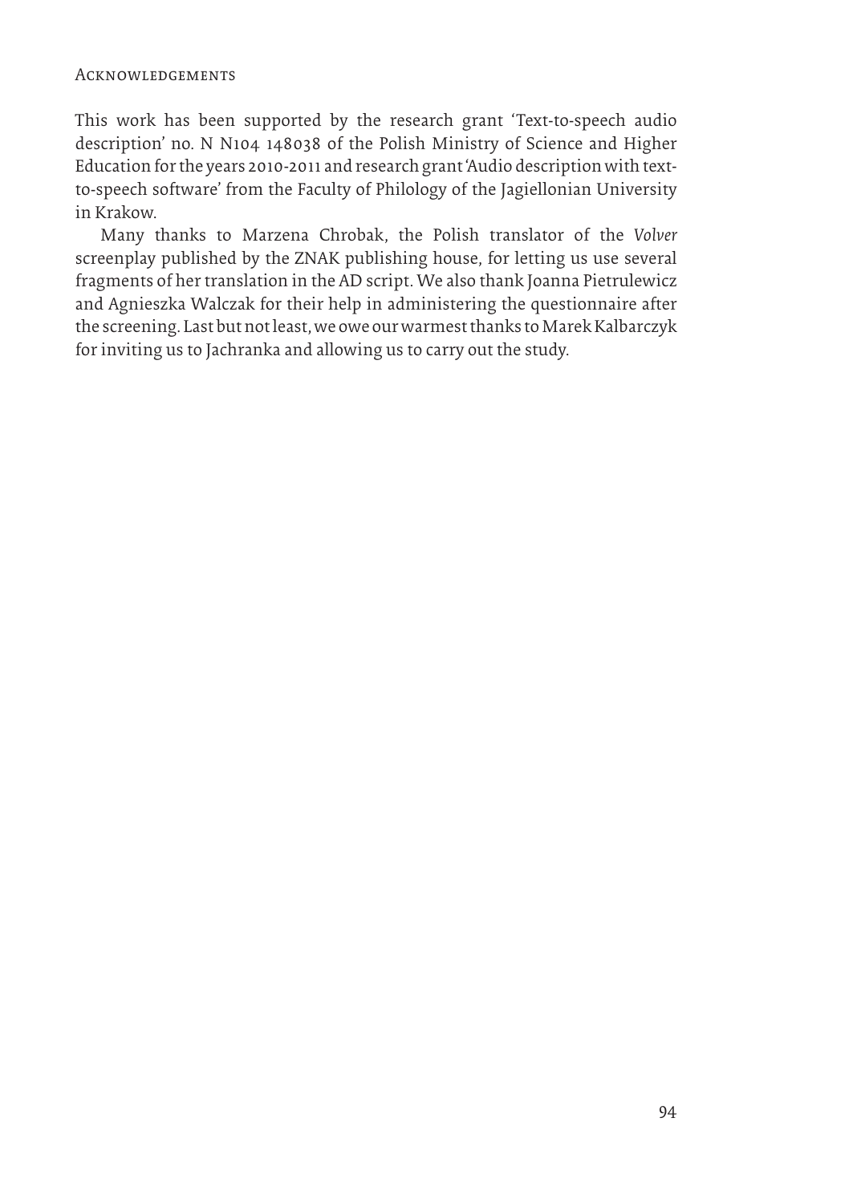## Acknowledgements

This work has been supported by the research grant 'Text-to-speech audio description' no. N N104 148038 of the Polish Ministry of Science and Higher Education for the years 2010-2011 and research grant 'Audio description with text-to-speech software' from the Faculty of Philology of the Jagiellonian University in Krakow.

Many thanks to Marzena Chrobak, the Polish translator of the *Volver* screenplay published by the ZNAK publishing house, for letting us use several fragments of her translation in the AD script. We also thank Joanna Pietrulewicz and Agnieszka Walczak for their help in administering the questionnaire after the screening. Last but not least, we owe our warmest thanks to Marek Kalbarczyk for inviting us to Jachranka and allowing us to carry out the study.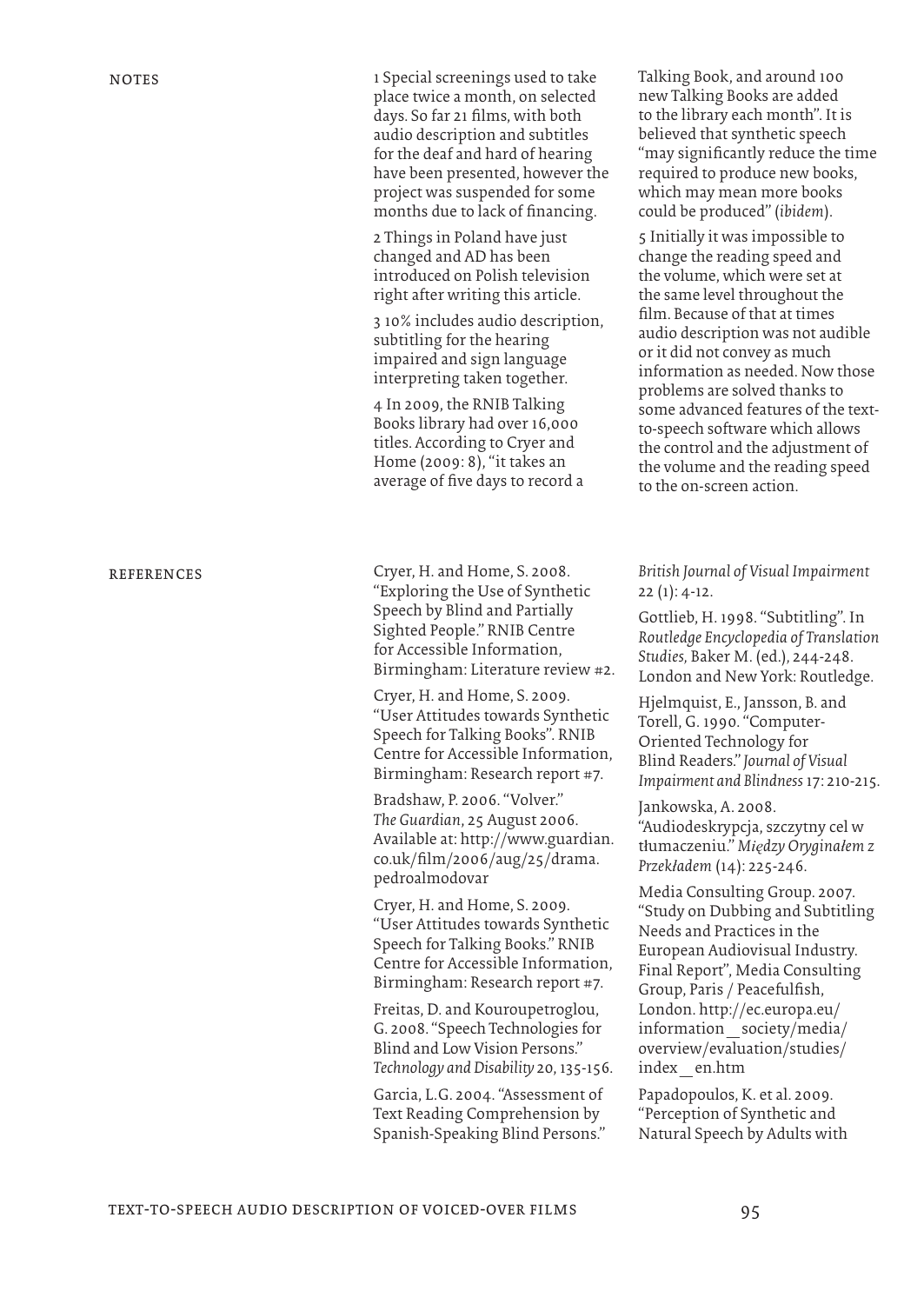## NOTES

1 Special screenings used to take place twice a month, on selected days. So far 21 films, with both audio description and subtitles for the deaf and hard of hearing have been presented, however the project was suspended for some months due to lack of financing.

2 Things in Poland have just changed and AD has been introduced on Polish television right after writing this article.

3 10% includes audio description, subtitling for the hearing impaired and sign language interpreting taken together.

4 In 2009, the RNIB Talking Books library had over 16,000 titles. According to Cryer and Home (2009: 8), "it takes an average of five days to record a Talking Book, and around 100 new Talking Books are added to the library each month". It is believed that synthetic speech "may significantly reduce the time required to produce new books, which may mean more books could be produced" (*ibidem*).

5 Initially it was impossible to change the reading speed and the volume, which were set at the same level throughout the film. Because of that at times audio description was not audible or it did not convey as much information as needed. Now those problems are solved thanks to some advanced features of the text-to-speech software which allows the control and the adjustment of the volume and the reading speed to the on-screen action.

## REFERENCES

Cryer, H. and Home, S. 2008. "Exploring the Use of Synthetic Speech by Blind and Partially Sighted People." RNIB Centre for Accessible Information, Birmingham: Literature review #2.

Cryer, H. and Home, S. 2009. "User Attitudes towards Synthetic Speech for Talking Books". RNIB Centre for Accessible Information, Birmingham: Research report #7.

Bradshaw, P. 2006. "Volver." *The Guardian*, 25 August 2006. Available at: http://www.guardian.co.uk/film/2006/aug/25/drama.pedroalmodovar

Cryer, H. and Home, S. 2009. "User Attitudes towards Synthetic Speech for Talking Books." RNIB Centre for Accessible Information, Birmingham: Research report #7.

Freitas, D. and Kouroupetroglou, G. 2008. "Speech Technologies for Blind and Low Vision Persons." *Technology and Disability* 20, 135-156.

Garcia, L.G. 2004. "Assessment of Text Reading Comprehension by Spanish-Speaking Blind Persons." *British Journal of Visual Impairment* 22 (1): 4-12.

Gottlieb, H. 1998. "Subtitling". In *Routledge Encyclopedia of Translation Studies,* Baker M. (ed.), 244-248. London and New York: Routledge.

Hjelmquist, E., Jansson, B. and Torell, G. 1990. "Computer-Oriented Technology for Blind Readers." *Journal of Visual Impairment and Blindness* 17: 210-215.

Jankowska, A. 2008. "Audiodeskrypcja, szczytny cel w tłumaczeniu." *Między Oryginałem z Przekładem* (14): 225-246.

Media Consulting Group. 2007. "Study on Dubbing and Subtitling Needs and Practices in the European Audiovisual Industry. Final Report", Media Consulting Group, Paris / Peacefulfish, London. http://ec.europa.eu/information_society/media/overview/evaluation/studies/index_en.htm

Papadopoulos, K. et al. 2009. "Perception of Synthetic and Natural Speech by Adults with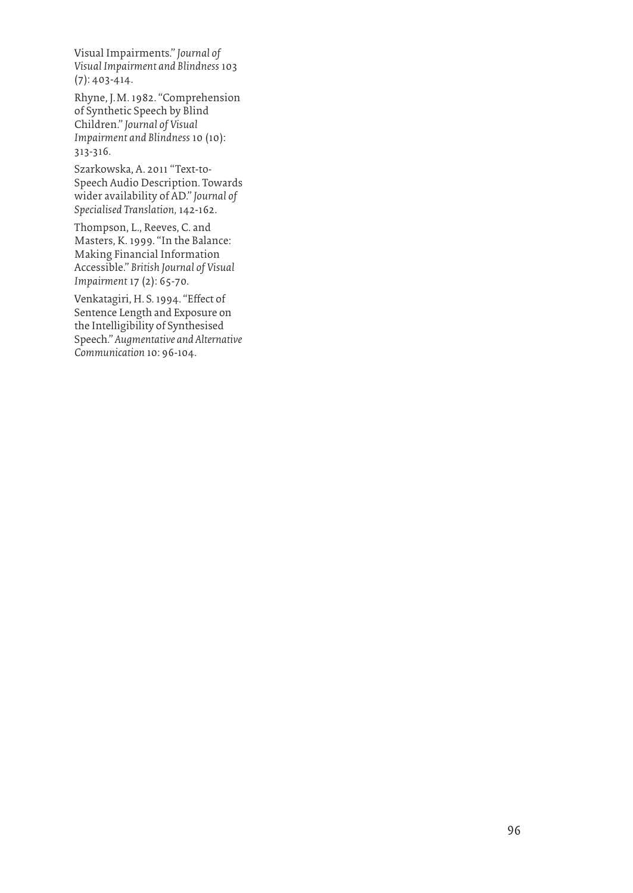Visual Impairments." *Journal of Visual Impairment and Blindness* 103 (7): 403-414.

Rhyne, J.M. 1982. "Comprehension of Synthetic Speech by Blind Children." *Journal of Visual Impairment and Blindness* 10 (10): 313-316.

Szarkowska, A. 2011 "Text-to-Speech Audio Description. Towards wider availability of AD." *Journal of Specialised Translation*, 142-162.

Thompson, L., Reeves, C. and Masters, K. 1999. "In the Balance: Making Financial Information Accessible." *British Journal of Visual Impairment* 17 (2): 65-70.

Venkatagiri, H. S. 1994. "Effect of Sentence Length and Exposure on the Intelligibility of Synthesised Speech." *Augmentative and Alternative Communication* 10: 96-104.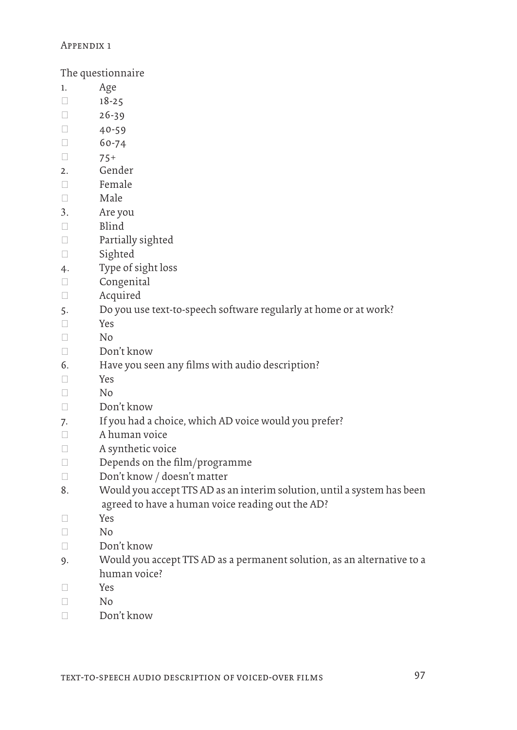Appendix 1

The questionnaire

1. Age
   - 18-25
   - 26-39
   - 40-59
   - 60-74
   - 75+
2. Gender
   - Female
   - Male
3. Are you
   - Blind
   - Partially sighted
   - Sighted
4. Type of sight loss
   - Congenital
   - Acquired
5. Do you use text-to-speech software regularly at home or at work?
   - Yes
   - No
   - Don't know
6. Have you seen any films with audio description?
   - Yes
   - No
   - Don't know
7. If you had a choice, which AD voice would you prefer?
   - A human voice
   - A synthetic voice
   - Depends on the film/programme
   - Don't know / doesn't matter
8. Would you accept TTS AD as an interim solution, until a system has been agreed to have a human voice reading out the AD?
   - Yes
   - No
   - Don't know
9. Would you accept TTS AD as a permanent solution, as an alternative to a human voice?
   - Yes
   - No
   - Don't know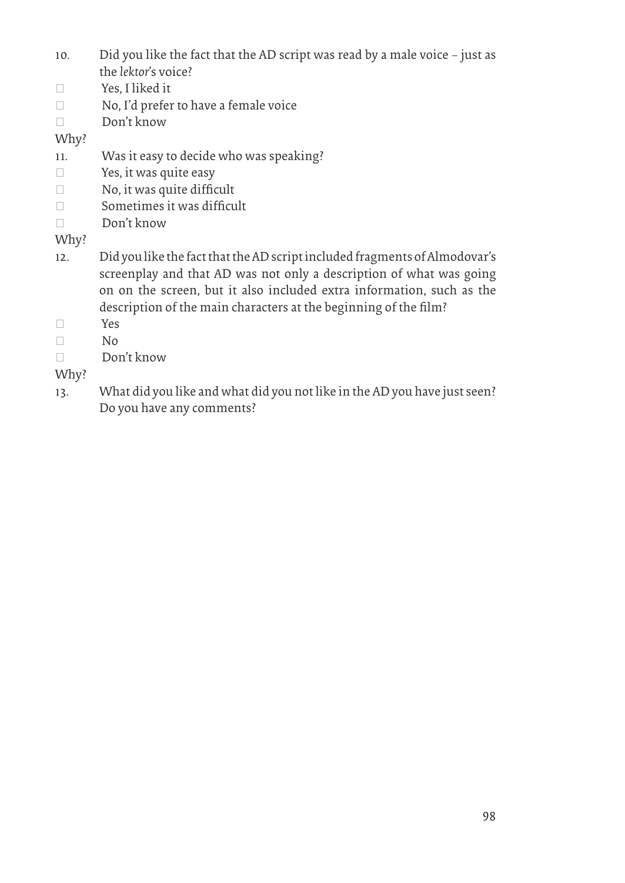10. Did you like the fact that the AD script was read by a male voice – just as the *lektor*'s voice?
    - Yes, I liked it
    - No, I'd prefer to have a female voice
    - Don't know

    Why?

11. Was it easy to decide who was speaking?
    - Yes, it was quite easy
    - No, it was quite difficult
    - Sometimes it was difficult
    - Don't know

    Why?

12. Did you like the fact that the AD script included fragments of Almodovar's screenplay and that AD was not only a description of what was going on on the screen, but it also included extra information, such as the description of the main characters at the beginning of the film?
    - Yes
    - No
    - Don't know

    Why?

13. What did you like and what did you not like in the AD you have just seen? Do you have any comments?